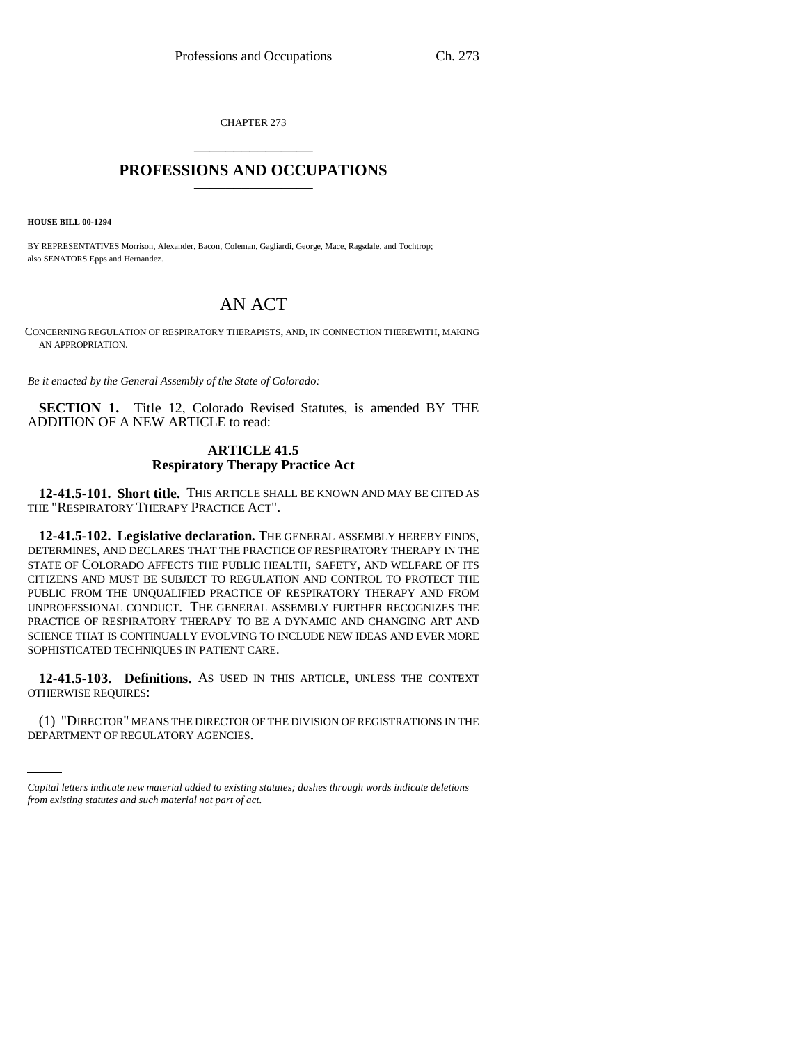CHAPTER 273

# PROFESSIONS AND OCCUPATIONS

**HOUSE BILL 00-1294**

BY REPRESENTATIVES Morrison, Alexander, Bacon, Coleman, Gagliardi, George, Mace, Ragsdale, and Tochtrop; also SENATORS Epps and Hernandez.

# AN ACT

CONCERNING REGULATION OF RESPIRATORY THERAPISTS, AND, IN CONNECTION THEREWITH, MAKING AN APPROPRIATION.

*Be it enacted by the General Assembly of the State of Colorado:*

**SECTION 1.** Title 12, Colorado Revised Statutes, is amended BY THE ADDITION OF A NEW ARTICLE to read:

## ARTICLE 41.5
## Respiratory Therapy Practice Act

**12-41.5-101. Short title.** THIS ARTICLE SHALL BE KNOWN AND MAY BE CITED AS THE "RESPIRATORY THERAPY PRACTICE ACT".

**12-41.5-102. Legislative declaration.** THE GENERAL ASSEMBLY HEREBY FINDS, DETERMINES, AND DECLARES THAT THE PRACTICE OF RESPIRATORY THERAPY IN THE STATE OF COLORADO AFFECTS THE PUBLIC HEALTH, SAFETY, AND WELFARE OF ITS CITIZENS AND MUST BE SUBJECT TO REGULATION AND CONTROL TO PROTECT THE PUBLIC FROM THE UNQUALIFIED PRACTICE OF RESPIRATORY THERAPY AND FROM UNPROFESSIONAL CONDUCT. THE GENERAL ASSEMBLY FURTHER RECOGNIZES THE PRACTICE OF RESPIRATORY THERAPY TO BE A DYNAMIC AND CHANGING ART AND SCIENCE THAT IS CONTINUALLY EVOLVING TO INCLUDE NEW IDEAS AND EVER MORE SOPHISTICATED TECHNIQUES IN PATIENT CARE.

**12-41.5-103. Definitions.** AS USED IN THIS ARTICLE, UNLESS THE CONTEXT OTHERWISE REQUIRES:

(1) "DIRECTOR" MEANS THE DIRECTOR OF THE DIVISION OF REGISTRATIONS IN THE DEPARTMENT OF REGULATORY AGENCIES.

*Capital letters indicate new material added to existing statutes; dashes through words indicate deletions from existing statutes and such material not part of act.*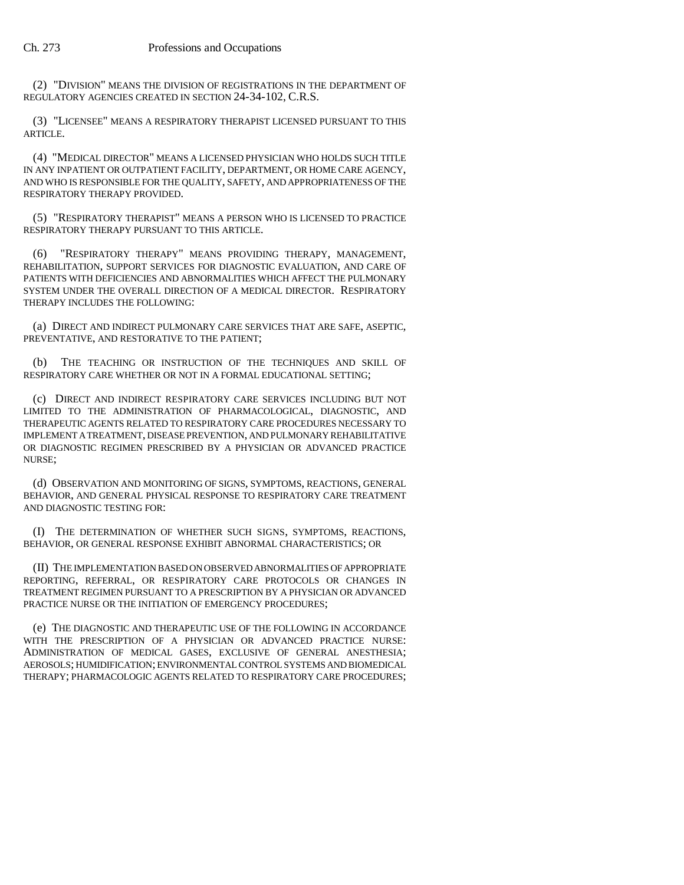(2) "DIVISION" MEANS THE DIVISION OF REGISTRATIONS IN THE DEPARTMENT OF REGULATORY AGENCIES CREATED IN SECTION 24-34-102, C.R.S.

(3) "LICENSEE" MEANS A RESPIRATORY THERAPIST LICENSED PURSUANT TO THIS ARTICLE.

(4) "MEDICAL DIRECTOR" MEANS A LICENSED PHYSICIAN WHO HOLDS SUCH TITLE IN ANY INPATIENT OR OUTPATIENT FACILITY, DEPARTMENT, OR HOME CARE AGENCY, AND WHO IS RESPONSIBLE FOR THE QUALITY, SAFETY, AND APPROPRIATENESS OF THE RESPIRATORY THERAPY PROVIDED.

(5) "RESPIRATORY THERAPIST" MEANS A PERSON WHO IS LICENSED TO PRACTICE RESPIRATORY THERAPY PURSUANT TO THIS ARTICLE.

(6) "RESPIRATORY THERAPY" MEANS PROVIDING THERAPY, MANAGEMENT, REHABILITATION, SUPPORT SERVICES FOR DIAGNOSTIC EVALUATION, AND CARE OF PATIENTS WITH DEFICIENCIES AND ABNORMALITIES WHICH AFFECT THE PULMONARY SYSTEM UNDER THE OVERALL DIRECTION OF A MEDICAL DIRECTOR. RESPIRATORY THERAPY INCLUDES THE FOLLOWING:

(a) DIRECT AND INDIRECT PULMONARY CARE SERVICES THAT ARE SAFE, ASEPTIC, PREVENTATIVE, AND RESTORATIVE TO THE PATIENT;

(b) THE TEACHING OR INSTRUCTION OF THE TECHNIQUES AND SKILL OF RESPIRATORY CARE WHETHER OR NOT IN A FORMAL EDUCATIONAL SETTING;

(c) DIRECT AND INDIRECT RESPIRATORY CARE SERVICES INCLUDING BUT NOT LIMITED TO THE ADMINISTRATION OF PHARMACOLOGICAL, DIAGNOSTIC, AND THERAPEUTIC AGENTS RELATED TO RESPIRATORY CARE PROCEDURES NECESSARY TO IMPLEMENT A TREATMENT, DISEASE PREVENTION, AND PULMONARY REHABILITATIVE OR DIAGNOSTIC REGIMEN PRESCRIBED BY A PHYSICIAN OR ADVANCED PRACTICE NURSE;

(d) OBSERVATION AND MONITORING OF SIGNS, SYMPTOMS, REACTIONS, GENERAL BEHAVIOR, AND GENERAL PHYSICAL RESPONSE TO RESPIRATORY CARE TREATMENT AND DIAGNOSTIC TESTING FOR:

(I) THE DETERMINATION OF WHETHER SUCH SIGNS, SYMPTOMS, REACTIONS, BEHAVIOR, OR GENERAL RESPONSE EXHIBIT ABNORMAL CHARACTERISTICS; OR

(II) THE IMPLEMENTATION BASED ON OBSERVED ABNORMALITIES OF APPROPRIATE REPORTING, REFERRAL, OR RESPIRATORY CARE PROTOCOLS OR CHANGES IN TREATMENT REGIMEN PURSUANT TO A PRESCRIPTION BY A PHYSICIAN OR ADVANCED PRACTICE NURSE OR THE INITIATION OF EMERGENCY PROCEDURES;

(e) THE DIAGNOSTIC AND THERAPEUTIC USE OF THE FOLLOWING IN ACCORDANCE WITH THE PRESCRIPTION OF A PHYSICIAN OR ADVANCED PRACTICE NURSE: ADMINISTRATION OF MEDICAL GASES, EXCLUSIVE OF GENERAL ANESTHESIA; AEROSOLS; HUMIDIFICATION; ENVIRONMENTAL CONTROL SYSTEMS AND BIOMEDICAL THERAPY; PHARMACOLOGIC AGENTS RELATED TO RESPIRATORY CARE PROCEDURES;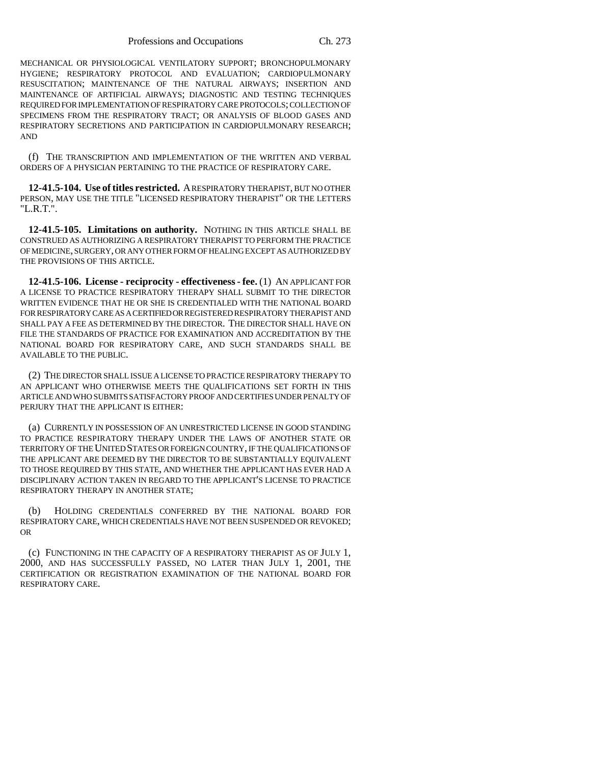MECHANICAL OR PHYSIOLOGICAL VENTILATORY SUPPORT; BRONCHOPULMONARY HYGIENE; RESPIRATORY PROTOCOL AND EVALUATION; CARDIOPULMONARY RESUSCITATION; MAINTENANCE OF THE NATURAL AIRWAYS; INSERTION AND MAINTENANCE OF ARTIFICIAL AIRWAYS; DIAGNOSTIC AND TESTING TECHNIQUES REQUIRED FOR IMPLEMENTATION OF RESPIRATORY CARE PROTOCOLS; COLLECTION OF SPECIMENS FROM THE RESPIRATORY TRACT; OR ANALYSIS OF BLOOD GASES AND RESPIRATORY SECRETIONS AND PARTICIPATION IN CARDIOPULMONARY RESEARCH; AND

(f) THE TRANSCRIPTION AND IMPLEMENTATION OF THE WRITTEN AND VERBAL ORDERS OF A PHYSICIAN PERTAINING TO THE PRACTICE OF RESPIRATORY CARE.

**12-41.5-104. Use of titles restricted.** A RESPIRATORY THERAPIST, BUT NO OTHER PERSON, MAY USE THE TITLE "LICENSED RESPIRATORY THERAPIST" OR THE LETTERS "L.R.T.".

**12-41.5-105. Limitations on authority.** NOTHING IN THIS ARTICLE SHALL BE CONSTRUED AS AUTHORIZING A RESPIRATORY THERAPIST TO PERFORM THE PRACTICE OF MEDICINE, SURGERY, OR ANY OTHER FORM OF HEALING EXCEPT AS AUTHORIZED BY THE PROVISIONS OF THIS ARTICLE.

**12-41.5-106. License - reciprocity - effectiveness - fee.** (1) AN APPLICANT FOR A LICENSE TO PRACTICE RESPIRATORY THERAPY SHALL SUBMIT TO THE DIRECTOR WRITTEN EVIDENCE THAT HE OR SHE IS CREDENTIALED WITH THE NATIONAL BOARD FOR RESPIRATORY CARE AS A CERTIFIED OR REGISTERED RESPIRATORY THERAPIST AND SHALL PAY A FEE AS DETERMINED BY THE DIRECTOR. THE DIRECTOR SHALL HAVE ON FILE THE STANDARDS OF PRACTICE FOR EXAMINATION AND ACCREDITATION BY THE NATIONAL BOARD FOR RESPIRATORY CARE, AND SUCH STANDARDS SHALL BE AVAILABLE TO THE PUBLIC.

(2) THE DIRECTOR SHALL ISSUE A LICENSE TO PRACTICE RESPIRATORY THERAPY TO AN APPLICANT WHO OTHERWISE MEETS THE QUALIFICATIONS SET FORTH IN THIS ARTICLE AND WHO SUBMITS SATISFACTORY PROOF AND CERTIFIES UNDER PENALTY OF PERJURY THAT THE APPLICANT IS EITHER:

(a) CURRENTLY IN POSSESSION OF AN UNRESTRICTED LICENSE IN GOOD STANDING TO PRACTICE RESPIRATORY THERAPY UNDER THE LAWS OF ANOTHER STATE OR TERRITORY OF THE UNITED STATES OR FOREIGN COUNTRY, IF THE QUALIFICATIONS OF THE APPLICANT ARE DEEMED BY THE DIRECTOR TO BE SUBSTANTIALLY EQUIVALENT TO THOSE REQUIRED BY THIS STATE, AND WHETHER THE APPLICANT HAS EVER HAD A DISCIPLINARY ACTION TAKEN IN REGARD TO THE APPLICANT'S LICENSE TO PRACTICE RESPIRATORY THERAPY IN ANOTHER STATE;

(b) HOLDING CREDENTIALS CONFERRED BY THE NATIONAL BOARD FOR RESPIRATORY CARE, WHICH CREDENTIALS HAVE NOT BEEN SUSPENDED OR REVOKED; OR

(c) FUNCTIONING IN THE CAPACITY OF A RESPIRATORY THERAPIST AS OF JULY 1, 2000, AND HAS SUCCESSFULLY PASSED, NO LATER THAN JULY 1, 2001, THE CERTIFICATION OR REGISTRATION EXAMINATION OF THE NATIONAL BOARD FOR RESPIRATORY CARE.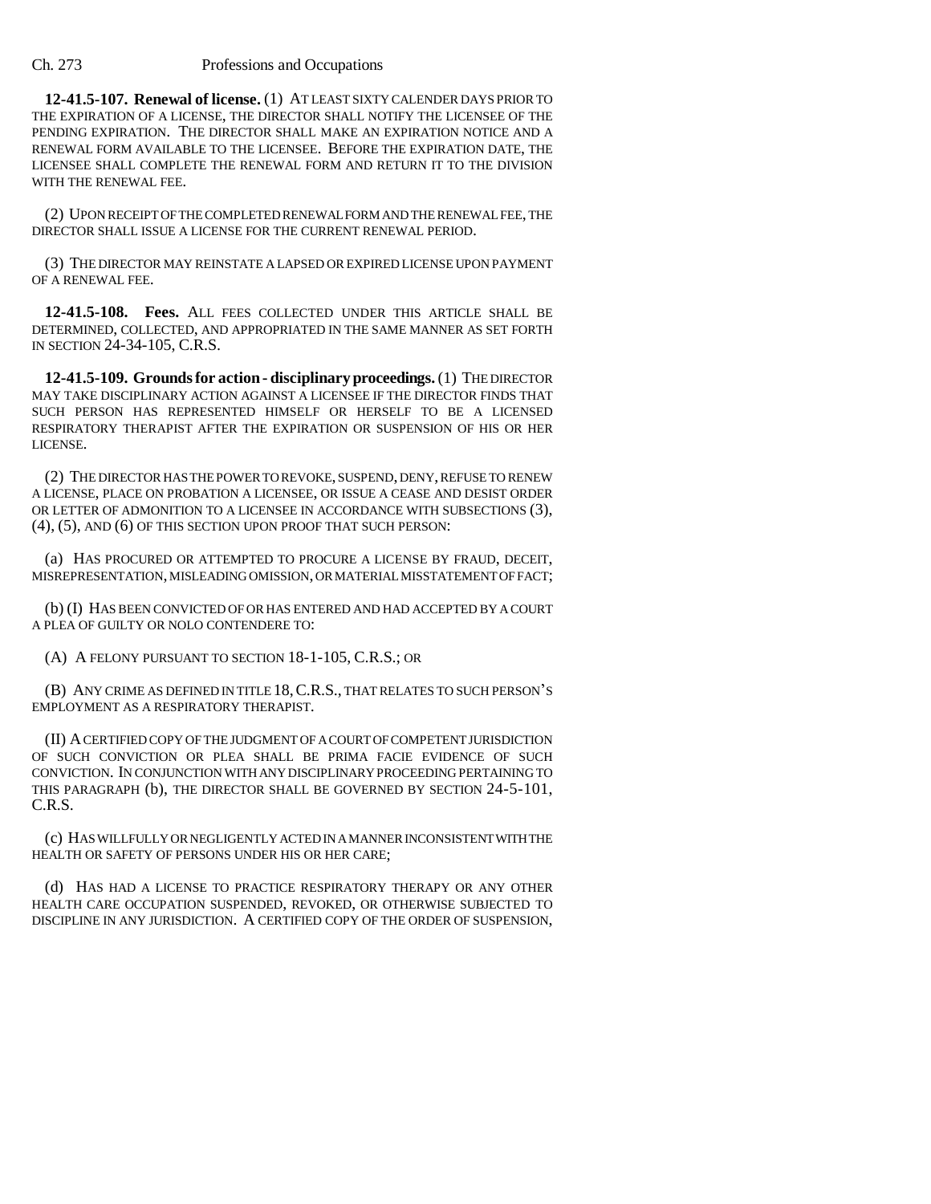**12-41.5-107. Renewal of license.** (1) AT LEAST SIXTY CALENDER DAYS PRIOR TO THE EXPIRATION OF A LICENSE, THE DIRECTOR SHALL NOTIFY THE LICENSEE OF THE PENDING EXPIRATION. THE DIRECTOR SHALL MAKE AN EXPIRATION NOTICE AND A RENEWAL FORM AVAILABLE TO THE LICENSEE. BEFORE THE EXPIRATION DATE, THE LICENSEE SHALL COMPLETE THE RENEWAL FORM AND RETURN IT TO THE DIVISION WITH THE RENEWAL FEE.

(2) UPON RECEIPT OF THE COMPLETED RENEWAL FORM AND THE RENEWAL FEE, THE DIRECTOR SHALL ISSUE A LICENSE FOR THE CURRENT RENEWAL PERIOD.

(3) THE DIRECTOR MAY REINSTATE A LAPSED OR EXPIRED LICENSE UPON PAYMENT OF A RENEWAL FEE.

**12-41.5-108. Fees.** ALL FEES COLLECTED UNDER THIS ARTICLE SHALL BE DETERMINED, COLLECTED, AND APPROPRIATED IN THE SAME MANNER AS SET FORTH IN SECTION 24-34-105, C.R.S.

**12-41.5-109. Grounds for action - disciplinary proceedings.** (1) THE DIRECTOR MAY TAKE DISCIPLINARY ACTION AGAINST A LICENSEE IF THE DIRECTOR FINDS THAT SUCH PERSON HAS REPRESENTED HIMSELF OR HERSELF TO BE A LICENSED RESPIRATORY THERAPIST AFTER THE EXPIRATION OR SUSPENSION OF HIS OR HER LICENSE.

(2) THE DIRECTOR HAS THE POWER TO REVOKE, SUSPEND, DENY, REFUSE TO RENEW A LICENSE, PLACE ON PROBATION A LICENSEE, OR ISSUE A CEASE AND DESIST ORDER OR LETTER OF ADMONITION TO A LICENSEE IN ACCORDANCE WITH SUBSECTIONS (3), (4), (5), AND (6) OF THIS SECTION UPON PROOF THAT SUCH PERSON:

(a) HAS PROCURED OR ATTEMPTED TO PROCURE A LICENSE BY FRAUD, DECEIT, MISREPRESENTATION, MISLEADING OMISSION, OR MATERIAL MISSTATEMENT OF FACT;

(b) (I) HAS BEEN CONVICTED OF OR HAS ENTERED AND HAD ACCEPTED BY A COURT A PLEA OF GUILTY OR NOLO CONTENDERE TO:

(A) A FELONY PURSUANT TO SECTION 18-1-105, C.R.S.; OR

(B) ANY CRIME AS DEFINED IN TITLE 18, C.R.S., THAT RELATES TO SUCH PERSON'S EMPLOYMENT AS A RESPIRATORY THERAPIST.

(II) A CERTIFIED COPY OF THE JUDGMENT OF A COURT OF COMPETENT JURISDICTION OF SUCH CONVICTION OR PLEA SHALL BE PRIMA FACIE EVIDENCE OF SUCH CONVICTION. IN CONJUNCTION WITH ANY DISCIPLINARY PROCEEDING PERTAINING TO THIS PARAGRAPH (b), THE DIRECTOR SHALL BE GOVERNED BY SECTION 24-5-101, C.R.S.

(c) HAS WILLFULLY OR NEGLIGENTLY ACTED IN A MANNER INCONSISTENT WITH THE HEALTH OR SAFETY OF PERSONS UNDER HIS OR HER CARE;

(d) HAS HAD A LICENSE TO PRACTICE RESPIRATORY THERAPY OR ANY OTHER HEALTH CARE OCCUPATION SUSPENDED, REVOKED, OR OTHERWISE SUBJECTED TO DISCIPLINE IN ANY JURISDICTION. A CERTIFIED COPY OF THE ORDER OF SUSPENSION,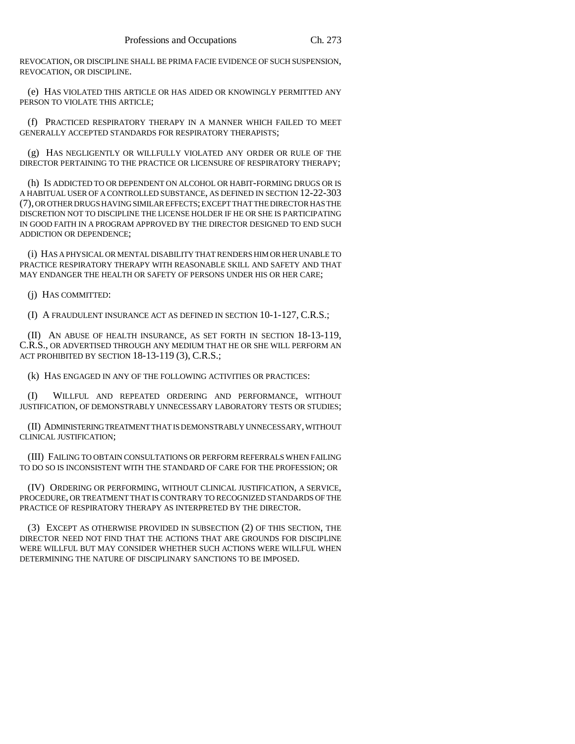REVOCATION, OR DISCIPLINE SHALL BE PRIMA FACIE EVIDENCE OF SUCH SUSPENSION, REVOCATION, OR DISCIPLINE.

(e) HAS VIOLATED THIS ARTICLE OR HAS AIDED OR KNOWINGLY PERMITTED ANY PERSON TO VIOLATE THIS ARTICLE;

(f) PRACTICED RESPIRATORY THERAPY IN A MANNER WHICH FAILED TO MEET GENERALLY ACCEPTED STANDARDS FOR RESPIRATORY THERAPISTS;

(g) HAS NEGLIGENTLY OR WILLFULLY VIOLATED ANY ORDER OR RULE OF THE DIRECTOR PERTAINING TO THE PRACTICE OR LICENSURE OF RESPIRATORY THERAPY;

(h) IS ADDICTED TO OR DEPENDENT ON ALCOHOL OR HABIT-FORMING DRUGS OR IS A HABITUAL USER OF A CONTROLLED SUBSTANCE, AS DEFINED IN SECTION 12-22-303 (7), OR OTHER DRUGS HAVING SIMILAR EFFECTS; EXCEPT THAT THE DIRECTOR HAS THE DISCRETION NOT TO DISCIPLINE THE LICENSE HOLDER IF HE OR SHE IS PARTICIPATING IN GOOD FAITH IN A PROGRAM APPROVED BY THE DIRECTOR DESIGNED TO END SUCH ADDICTION OR DEPENDENCE;

(i) HAS A PHYSICAL OR MENTAL DISABILITY THAT RENDERS HIM OR HER UNABLE TO PRACTICE RESPIRATORY THERAPY WITH REASONABLE SKILL AND SAFETY AND THAT MAY ENDANGER THE HEALTH OR SAFETY OF PERSONS UNDER HIS OR HER CARE;

(j) HAS COMMITTED:

(I) A FRAUDULENT INSURANCE ACT AS DEFINED IN SECTION 10-1-127, C.R.S.;

(II) AN ABUSE OF HEALTH INSURANCE, AS SET FORTH IN SECTION 18-13-119, C.R.S., OR ADVERTISED THROUGH ANY MEDIUM THAT HE OR SHE WILL PERFORM AN ACT PROHIBITED BY SECTION 18-13-119 (3), C.R.S.;

(k) HAS ENGAGED IN ANY OF THE FOLLOWING ACTIVITIES OR PRACTICES:

(I) WILLFUL AND REPEATED ORDERING AND PERFORMANCE, WITHOUT JUSTIFICATION, OF DEMONSTRABLY UNNECESSARY LABORATORY TESTS OR STUDIES;

(II) ADMINISTERING TREATMENT THAT IS DEMONSTRABLY UNNECESSARY, WITHOUT CLINICAL JUSTIFICATION;

(III) FAILING TO OBTAIN CONSULTATIONS OR PERFORM REFERRALS WHEN FAILING TO DO SO IS INCONSISTENT WITH THE STANDARD OF CARE FOR THE PROFESSION; OR

(IV) ORDERING OR PERFORMING, WITHOUT CLINICAL JUSTIFICATION, A SERVICE, PROCEDURE, OR TREATMENT THAT IS CONTRARY TO RECOGNIZED STANDARDS OF THE PRACTICE OF RESPIRATORY THERAPY AS INTERPRETED BY THE DIRECTOR.

(3) EXCEPT AS OTHERWISE PROVIDED IN SUBSECTION (2) OF THIS SECTION, THE DIRECTOR NEED NOT FIND THAT THE ACTIONS THAT ARE GROUNDS FOR DISCIPLINE WERE WILLFUL BUT MAY CONSIDER WHETHER SUCH ACTIONS WERE WILLFUL WHEN DETERMINING THE NATURE OF DISCIPLINARY SANCTIONS TO BE IMPOSED.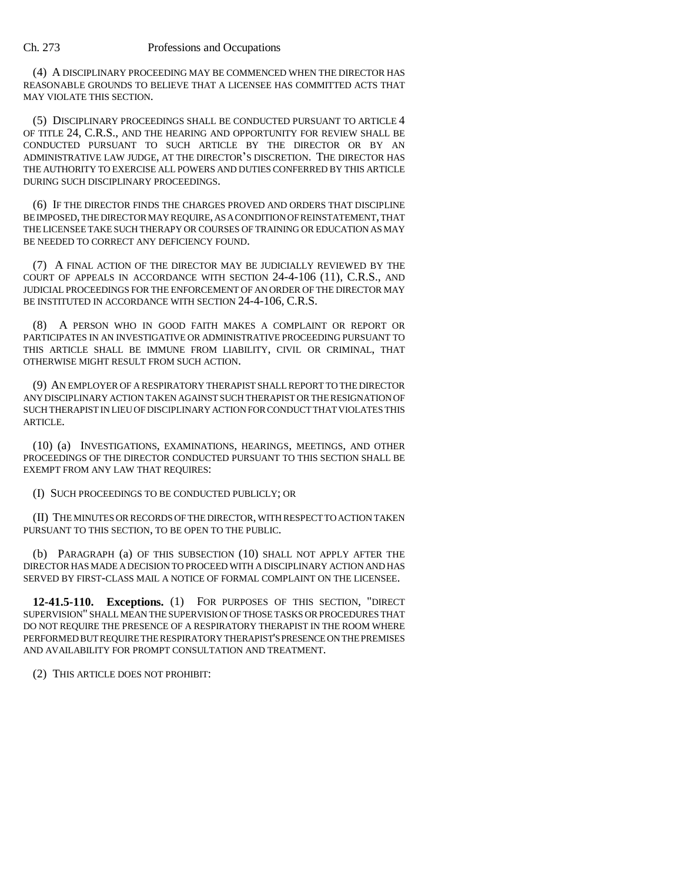(4) A DISCIPLINARY PROCEEDING MAY BE COMMENCED WHEN THE DIRECTOR HAS REASONABLE GROUNDS TO BELIEVE THAT A LICENSEE HAS COMMITTED ACTS THAT MAY VIOLATE THIS SECTION.

(5) DISCIPLINARY PROCEEDINGS SHALL BE CONDUCTED PURSUANT TO ARTICLE 4 OF TITLE 24, C.R.S., AND THE HEARING AND OPPORTUNITY FOR REVIEW SHALL BE CONDUCTED PURSUANT TO SUCH ARTICLE BY THE DIRECTOR OR BY AN ADMINISTRATIVE LAW JUDGE, AT THE DIRECTOR'S DISCRETION. THE DIRECTOR HAS THE AUTHORITY TO EXERCISE ALL POWERS AND DUTIES CONFERRED BY THIS ARTICLE DURING SUCH DISCIPLINARY PROCEEDINGS.

(6) IF THE DIRECTOR FINDS THE CHARGES PROVED AND ORDERS THAT DISCIPLINE BE IMPOSED, THE DIRECTOR MAY REQUIRE, AS A CONDITION OF REINSTATEMENT, THAT THE LICENSEE TAKE SUCH THERAPY OR COURSES OF TRAINING OR EDUCATION AS MAY BE NEEDED TO CORRECT ANY DEFICIENCY FOUND.

(7) A FINAL ACTION OF THE DIRECTOR MAY BE JUDICIALLY REVIEWED BY THE COURT OF APPEALS IN ACCORDANCE WITH SECTION 24-4-106 (11), C.R.S., AND JUDICIAL PROCEEDINGS FOR THE ENFORCEMENT OF AN ORDER OF THE DIRECTOR MAY BE INSTITUTED IN ACCORDANCE WITH SECTION 24-4-106, C.R.S.

(8) A PERSON WHO IN GOOD FAITH MAKES A COMPLAINT OR REPORT OR PARTICIPATES IN AN INVESTIGATIVE OR ADMINISTRATIVE PROCEEDING PURSUANT TO THIS ARTICLE SHALL BE IMMUNE FROM LIABILITY, CIVIL OR CRIMINAL, THAT OTHERWISE MIGHT RESULT FROM SUCH ACTION.

(9) AN EMPLOYER OF A RESPIRATORY THERAPIST SHALL REPORT TO THE DIRECTOR ANY DISCIPLINARY ACTION TAKEN AGAINST SUCH THERAPIST OR THE RESIGNATION OF SUCH THERAPIST IN LIEU OF DISCIPLINARY ACTION FOR CONDUCT THAT VIOLATES THIS ARTICLE.

(10) (a) INVESTIGATIONS, EXAMINATIONS, HEARINGS, MEETINGS, AND OTHER PROCEEDINGS OF THE DIRECTOR CONDUCTED PURSUANT TO THIS SECTION SHALL BE EXEMPT FROM ANY LAW THAT REQUIRES:

(I) SUCH PROCEEDINGS TO BE CONDUCTED PUBLICLY; OR

(II) THE MINUTES OR RECORDS OF THE DIRECTOR, WITH RESPECT TO ACTION TAKEN PURSUANT TO THIS SECTION, TO BE OPEN TO THE PUBLIC.

(b) PARAGRAPH (a) OF THIS SUBSECTION (10) SHALL NOT APPLY AFTER THE DIRECTOR HAS MADE A DECISION TO PROCEED WITH A DISCIPLINARY ACTION AND HAS SERVED BY FIRST-CLASS MAIL A NOTICE OF FORMAL COMPLAINT ON THE LICENSEE.

**12-41.5-110. Exceptions.** (1) FOR PURPOSES OF THIS SECTION, "DIRECT SUPERVISION" SHALL MEAN THE SUPERVISION OF THOSE TASKS OR PROCEDURES THAT DO NOT REQUIRE THE PRESENCE OF A RESPIRATORY THERAPIST IN THE ROOM WHERE PERFORMED BUT REQUIRE THE RESPIRATORY THERAPIST'S PRESENCE ON THE PREMISES AND AVAILABILITY FOR PROMPT CONSULTATION AND TREATMENT.

(2) THIS ARTICLE DOES NOT PROHIBIT: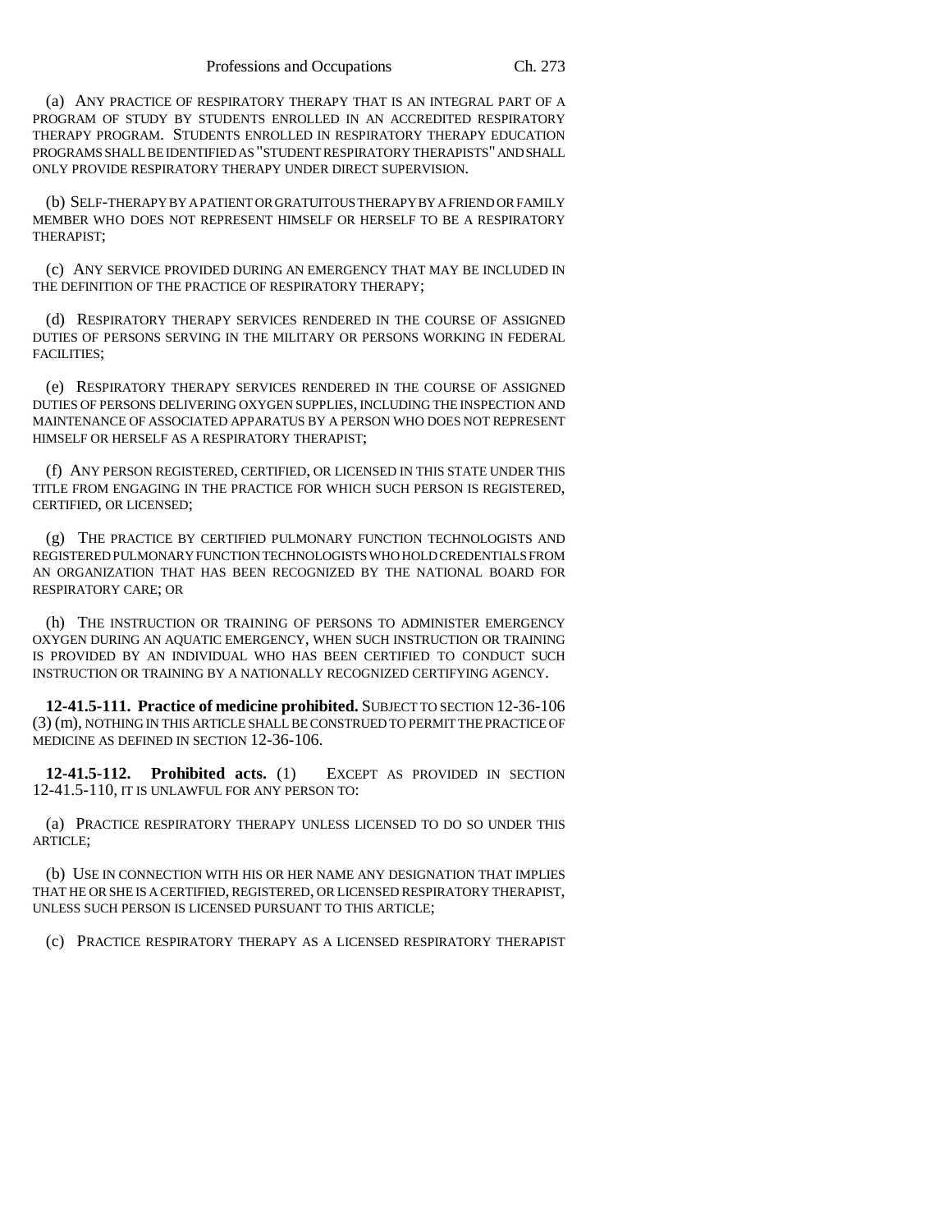(a) ANY PRACTICE OF RESPIRATORY THERAPY THAT IS AN INTEGRAL PART OF A PROGRAM OF STUDY BY STUDENTS ENROLLED IN AN ACCREDITED RESPIRATORY THERAPY PROGRAM. STUDENTS ENROLLED IN RESPIRATORY THERAPY EDUCATION PROGRAMS SHALL BE IDENTIFIED AS "STUDENT RESPIRATORY THERAPISTS" AND SHALL ONLY PROVIDE RESPIRATORY THERAPY UNDER DIRECT SUPERVISION.

(b) SELF-THERAPY BY A PATIENT OR GRATUITOUS THERAPY BY A FRIEND OR FAMILY MEMBER WHO DOES NOT REPRESENT HIMSELF OR HERSELF TO BE A RESPIRATORY THERAPIST;

(c) ANY SERVICE PROVIDED DURING AN EMERGENCY THAT MAY BE INCLUDED IN THE DEFINITION OF THE PRACTICE OF RESPIRATORY THERAPY;

(d) RESPIRATORY THERAPY SERVICES RENDERED IN THE COURSE OF ASSIGNED DUTIES OF PERSONS SERVING IN THE MILITARY OR PERSONS WORKING IN FEDERAL FACILITIES;

(e) RESPIRATORY THERAPY SERVICES RENDERED IN THE COURSE OF ASSIGNED DUTIES OF PERSONS DELIVERING OXYGEN SUPPLIES, INCLUDING THE INSPECTION AND MAINTENANCE OF ASSOCIATED APPARATUS BY A PERSON WHO DOES NOT REPRESENT HIMSELF OR HERSELF AS A RESPIRATORY THERAPIST;

(f) ANY PERSON REGISTERED, CERTIFIED, OR LICENSED IN THIS STATE UNDER THIS TITLE FROM ENGAGING IN THE PRACTICE FOR WHICH SUCH PERSON IS REGISTERED, CERTIFIED, OR LICENSED;

(g) THE PRACTICE BY CERTIFIED PULMONARY FUNCTION TECHNOLOGISTS AND REGISTERED PULMONARY FUNCTION TECHNOLOGISTS WHO HOLD CREDENTIALS FROM AN ORGANIZATION THAT HAS BEEN RECOGNIZED BY THE NATIONAL BOARD FOR RESPIRATORY CARE; OR

(h) THE INSTRUCTION OR TRAINING OF PERSONS TO ADMINISTER EMERGENCY OXYGEN DURING AN AQUATIC EMERGENCY, WHEN SUCH INSTRUCTION OR TRAINING IS PROVIDED BY AN INDIVIDUAL WHO HAS BEEN CERTIFIED TO CONDUCT SUCH INSTRUCTION OR TRAINING BY A NATIONALLY RECOGNIZED CERTIFYING AGENCY.

**12-41.5-111. Practice of medicine prohibited.** SUBJECT TO SECTION 12-36-106 (3) (m), NOTHING IN THIS ARTICLE SHALL BE CONSTRUED TO PERMIT THE PRACTICE OF MEDICINE AS DEFINED IN SECTION 12-36-106.

**12-41.5-112. Prohibited acts.** (1) EXCEPT AS PROVIDED IN SECTION 12-41.5-110, IT IS UNLAWFUL FOR ANY PERSON TO:

(a) PRACTICE RESPIRATORY THERAPY UNLESS LICENSED TO DO SO UNDER THIS ARTICLE;

(b) USE IN CONNECTION WITH HIS OR HER NAME ANY DESIGNATION THAT IMPLIES THAT HE OR SHE IS A CERTIFIED, REGISTERED, OR LICENSED RESPIRATORY THERAPIST, UNLESS SUCH PERSON IS LICENSED PURSUANT TO THIS ARTICLE;

(c) PRACTICE RESPIRATORY THERAPY AS A LICENSED RESPIRATORY THERAPIST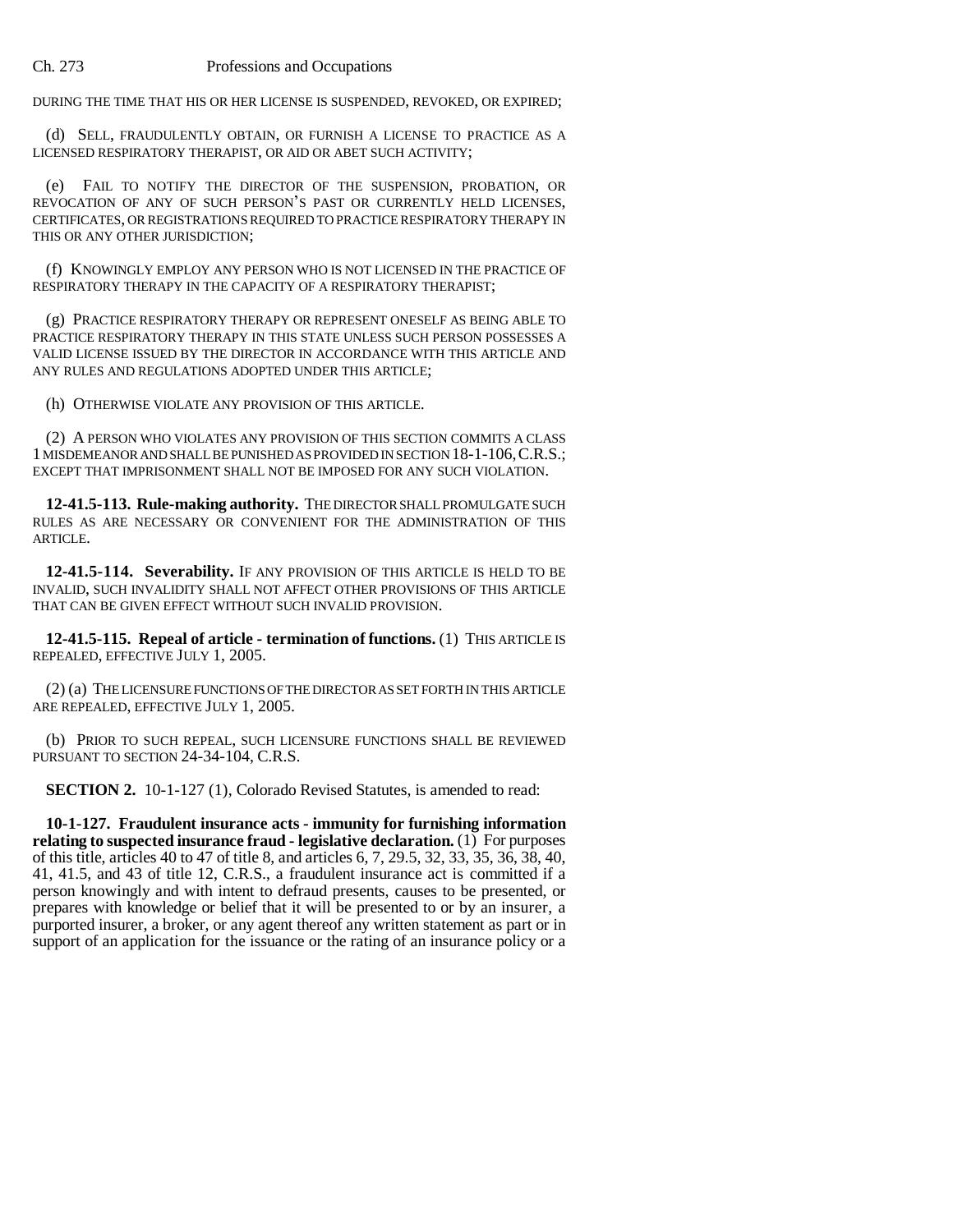DURING THE TIME THAT HIS OR HER LICENSE IS SUSPENDED, REVOKED, OR EXPIRED;

(d) SELL, FRAUDULENTLY OBTAIN, OR FURNISH A LICENSE TO PRACTICE AS A LICENSED RESPIRATORY THERAPIST, OR AID OR ABET SUCH ACTIVITY;

(e) FAIL TO NOTIFY THE DIRECTOR OF THE SUSPENSION, PROBATION, OR REVOCATION OF ANY OF SUCH PERSON'S PAST OR CURRENTLY HELD LICENSES, CERTIFICATES, OR REGISTRATIONS REQUIRED TO PRACTICE RESPIRATORY THERAPY IN THIS OR ANY OTHER JURISDICTION;

(f) KNOWINGLY EMPLOY ANY PERSON WHO IS NOT LICENSED IN THE PRACTICE OF RESPIRATORY THERAPY IN THE CAPACITY OF A RESPIRATORY THERAPIST;

(g) PRACTICE RESPIRATORY THERAPY OR REPRESENT ONESELF AS BEING ABLE TO PRACTICE RESPIRATORY THERAPY IN THIS STATE UNLESS SUCH PERSON POSSESSES A VALID LICENSE ISSUED BY THE DIRECTOR IN ACCORDANCE WITH THIS ARTICLE AND ANY RULES AND REGULATIONS ADOPTED UNDER THIS ARTICLE;

(h) OTHERWISE VIOLATE ANY PROVISION OF THIS ARTICLE.

(2) A PERSON WHO VIOLATES ANY PROVISION OF THIS SECTION COMMITS A CLASS 1 MISDEMEANOR AND SHALL BE PUNISHED AS PROVIDED IN SECTION 18-1-106, C.R.S.; EXCEPT THAT IMPRISONMENT SHALL NOT BE IMPOSED FOR ANY SUCH VIOLATION.

**12-41.5-113. Rule-making authority.** THE DIRECTOR SHALL PROMULGATE SUCH RULES AS ARE NECESSARY OR CONVENIENT FOR THE ADMINISTRATION OF THIS ARTICLE.

**12-41.5-114. Severability.** IF ANY PROVISION OF THIS ARTICLE IS HELD TO BE INVALID, SUCH INVALIDITY SHALL NOT AFFECT OTHER PROVISIONS OF THIS ARTICLE THAT CAN BE GIVEN EFFECT WITHOUT SUCH INVALID PROVISION.

**12-41.5-115. Repeal of article - termination of functions.** (1) THIS ARTICLE IS REPEALED, EFFECTIVE JULY 1, 2005.

(2) (a) THE LICENSURE FUNCTIONS OF THE DIRECTOR AS SET FORTH IN THIS ARTICLE ARE REPEALED, EFFECTIVE JULY 1, 2005.

(b) PRIOR TO SUCH REPEAL, SUCH LICENSURE FUNCTIONS SHALL BE REVIEWED PURSUANT TO SECTION 24-34-104, C.R.S.

**SECTION 2.** 10-1-127 (1), Colorado Revised Statutes, is amended to read:

**10-1-127. Fraudulent insurance acts - immunity for furnishing information relating to suspected insurance fraud - legislative declaration.** (1) For purposes of this title, articles 40 to 47 of title 8, and articles 6, 7, 29.5, 32, 33, 35, 36, 38, 40, 41, 41.5, and 43 of title 12, C.R.S., a fraudulent insurance act is committed if a person knowingly and with intent to defraud presents, causes to be presented, or prepares with knowledge or belief that it will be presented to or by an insurer, a purported insurer, a broker, or any agent thereof any written statement as part or in support of an application for the issuance or the rating of an insurance policy or a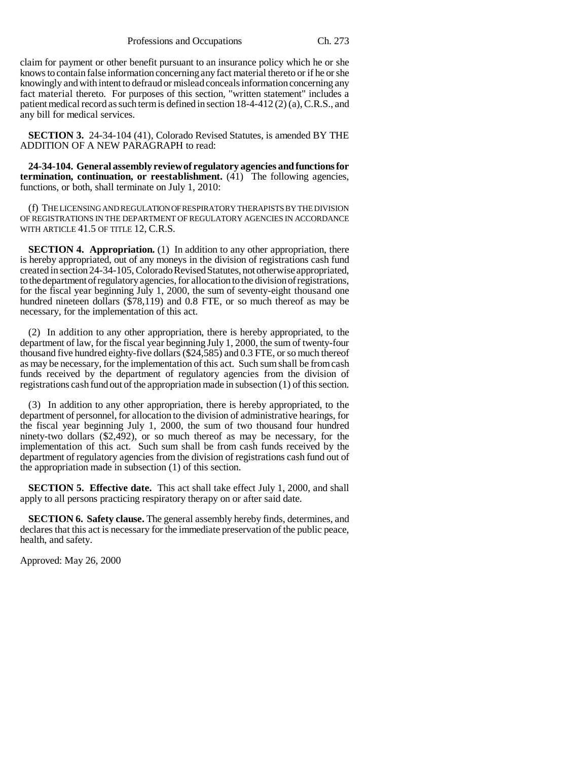claim for payment or other benefit pursuant to an insurance policy which he or she knows to contain false information concerning any fact material thereto or if he or she knowingly and with intent to defraud or mislead conceals information concerning any fact material thereto. For purposes of this section, "written statement" includes a patient medical record as such term is defined in section 18-4-412 (2) (a), C.R.S., and any bill for medical services.

**SECTION 3.** 24-34-104 (41), Colorado Revised Statutes, is amended BY THE ADDITION OF A NEW PARAGRAPH to read:

**24-34-104. General assembly review of regulatory agencies and functions for termination, continuation, or reestablishment.** (41) The following agencies, functions, or both, shall terminate on July 1, 2010:

(f) THE LICENSING AND REGULATION OF RESPIRATORY THERAPISTS BY THE DIVISION OF REGISTRATIONS IN THE DEPARTMENT OF REGULATORY AGENCIES IN ACCORDANCE WITH ARTICLE 41.5 OF TITLE 12, C.R.S.

**SECTION 4. Appropriation.** (1) In addition to any other appropriation, there is hereby appropriated, out of any moneys in the division of registrations cash fund created in section 24-34-105, Colorado Revised Statutes, not otherwise appropriated, to the department of regulatory agencies, for allocation to the division of registrations, for the fiscal year beginning July 1, 2000, the sum of seventy-eight thousand one hundred nineteen dollars ($78,119) and 0.8 FTE, or so much thereof as may be necessary, for the implementation of this act.

(2) In addition to any other appropriation, there is hereby appropriated, to the department of law, for the fiscal year beginning July 1, 2000, the sum of twenty-four thousand five hundred eighty-five dollars ($24,585) and 0.3 FTE, or so much thereof as may be necessary, for the implementation of this act. Such sum shall be from cash funds received by the department of regulatory agencies from the division of registrations cash fund out of the appropriation made in subsection (1) of this section.

(3) In addition to any other appropriation, there is hereby appropriated, to the department of personnel, for allocation to the division of administrative hearings, for the fiscal year beginning July 1, 2000, the sum of two thousand four hundred ninety-two dollars ($2,492), or so much thereof as may be necessary, for the implementation of this act. Such sum shall be from cash funds received by the department of regulatory agencies from the division of registrations cash fund out of the appropriation made in subsection (1) of this section.

**SECTION 5. Effective date.** This act shall take effect July 1, 2000, and shall apply to all persons practicing respiratory therapy on or after said date.

**SECTION 6. Safety clause.** The general assembly hereby finds, determines, and declares that this act is necessary for the immediate preservation of the public peace, health, and safety.

Approved: May 26, 2000